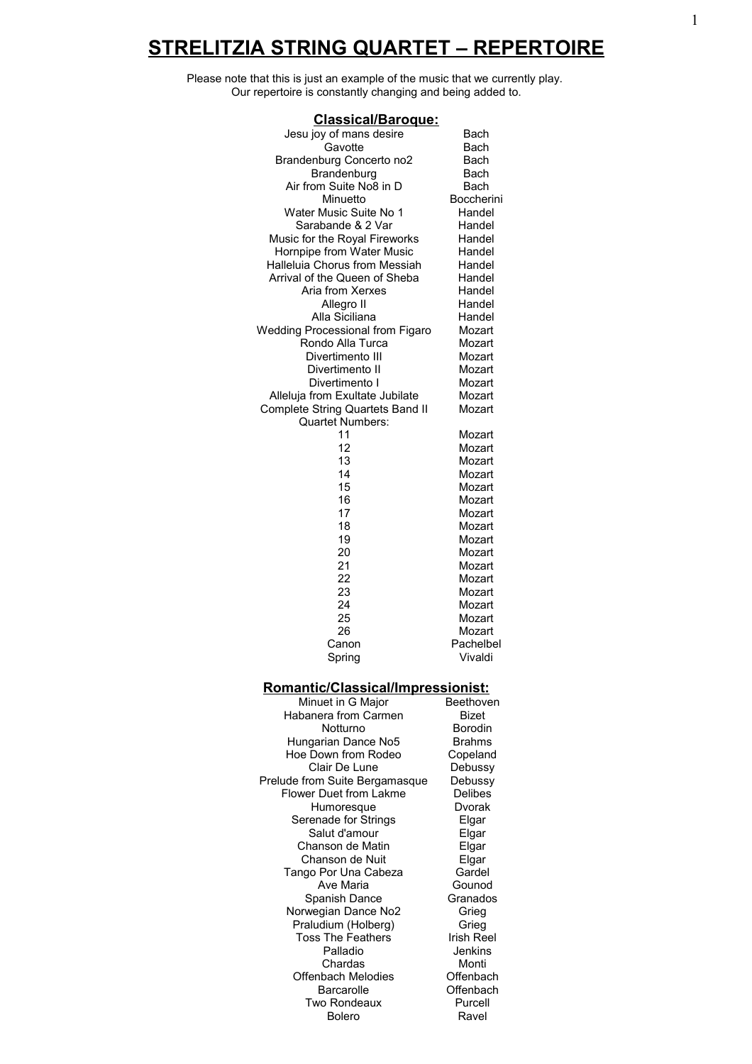# STRELITZIA STRING QUARTET – REPERTOIRE

Please note that this is just an example of the music that we currently play.
Our repertoire is constantly changing and being added to.

## Classical/Baroque:

| | |
|---|---|
| Jesu joy of mans desire | Bach |
| Gavotte | Bach |
| Brandenburg Concerto no2 | Bach |
| Brandenburg | Bach |
| Air from Suite No8 in D | Bach |
| Minuetto | Boccherini |
| Water Music Suite No 1 | Handel |
| Sarabande & 2 Var | Handel |
| Music for the Royal Fireworks | Handel |
| Hornpipe from Water Music | Handel |
| Halleluia Chorus from Messiah | Handel |
| Arrival of the Queen of Sheba | Handel |
| Aria from Xerxes | Handel |
| Allegro II | Handel |
| Alla Siciliana | Handel |
| Wedding Processional from Figaro | Mozart |
| Rondo Alla Turca | Mozart |
| Divertimento III | Mozart |
| Divertimento II | Mozart |
| Divertimento I | Mozart |
| Alleluja from Exultate Jubilate | Mozart |
| Complete String Quartets Band II | Mozart |
| Quartet Numbers: | |
| 11 | Mozart |
| 12 | Mozart |
| 13 | Mozart |
| 14 | Mozart |
| 15 | Mozart |
| 16 | Mozart |
| 17 | Mozart |
| 18 | Mozart |
| 19 | Mozart |
| 20 | Mozart |
| 21 | Mozart |
| 22 | Mozart |
| 23 | Mozart |
| 24 | Mozart |
| 25 | Mozart |
| 26 | Mozart |
| Canon | Pachelbel |
| Spring | Vivaldi |

## Romantic/Classical/Impressionist:

| | |
|---|---|
| Minuet in G Major | Beethoven |
| Habanera from Carmen | Bizet |
| Notturno | Borodin |
| Hungarian Dance No5 | Brahms |
| Hoe Down from Rodeo | Copeland |
| Clair De Lune | Debussy |
| Prelude from Suite Bergamasque | Debussy |
| Flower Duet from Lakme | Delibes |
| Humoresque | Dvorak |
| Serenade for Strings | Elgar |
| Salut d'amour | Elgar |
| Chanson de Matin | Elgar |
| Chanson de Nuit | Elgar |
| Tango Por Una Cabeza | Gardel |
| Ave Maria | Gounod |
| Spanish Dance | Granados |
| Norwegian Dance No2 | Grieg |
| Praludium (Holberg) | Grieg |
| Toss The Feathers | Irish Reel |
| Palladio | Jenkins |
| Chardas | Monti |
| Offenbach Melodies | Offenbach |
| Barcarolle | Offenbach |
| Two Rondeaux | Purcell |
| Bolero | Ravel |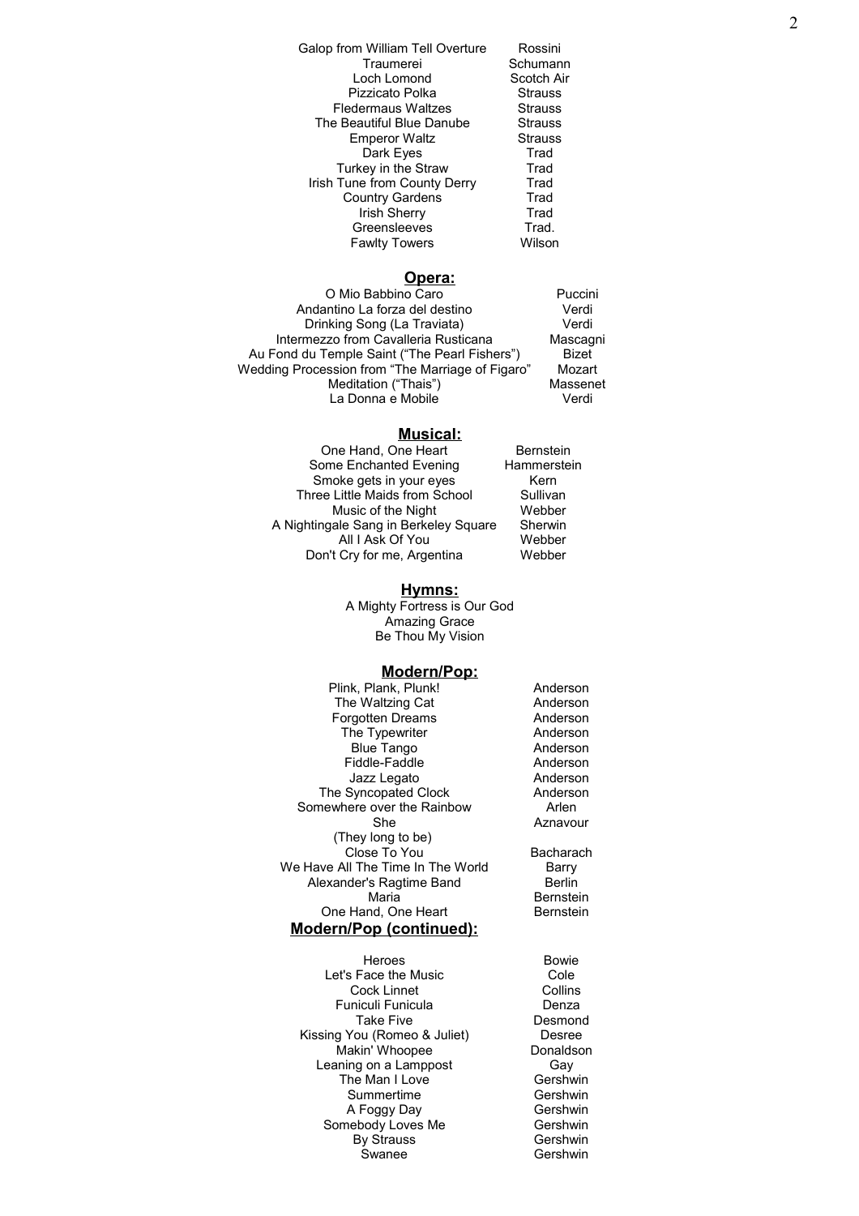| | |
|---|---|
| Galop from William Tell Overture | Rossini |
| Traumerei | Schumann |
| Loch Lomond | Scotch Air |
| Pizzicato Polka | Strauss |
| Fledermaus Waltzes | Strauss |
| The Beautiful Blue Danube | Strauss |
| Emperor Waltz | Strauss |
| Dark Eyes | Trad |
| Turkey in the Straw | Trad |
| Irish Tune from County Derry | Trad |
| Country Gardens | Trad |
| Irish Sherry | Trad |
| Greensleeves | Trad. |
| Fawlty Towers | Wilson |

## Opera:

| | |
|---|---|
| O Mio Babbino Caro | Puccini |
| Andantino La forza del destino | Verdi |
| Drinking Song (La Traviata) | Verdi |
| Intermezzo from Cavalleria Rusticana | Mascagni |
| Au Fond du Temple Saint ("The Pearl Fishers") | Bizet |
| Wedding Procession from "The Marriage of Figaro" | Mozart |
| Meditation ("Thais") | Massenet |
| La Donna e Mobile | Verdi |

## Musical:

| | |
|---|---|
| One Hand, One Heart | Bernstein |
| Some Enchanted Evening | Hammerstein |
| Smoke gets in your eyes | Kern |
| Three Little Maids from School | Sullivan |
| Music of the Night | Webber |
| A Nightingale Sang in Berkeley Square | Sherwin |
| All I Ask Of You | Webber |
| Don't Cry for me, Argentina | Webber |

## Hymns:

A Mighty Fortress is Our God
Amazing Grace
Be Thou My Vision

## Modern/Pop:

| | |
|---|---|
| Plink, Plank, Plunk! | Anderson |
| The Waltzing Cat | Anderson |
| Forgotten Dreams | Anderson |
| The Typewriter | Anderson |
| Blue Tango | Anderson |
| Fiddle-Faddle | Anderson |
| Jazz Legato | Anderson |
| The Syncopated Clock | Anderson |
| Somewhere over the Rainbow | Arlen |
| She | Aznavour |
| (They long to be) Close To You | Bacharach |
| We Have All The Time In The World | Barry |
| Alexander's Ragtime Band | Berlin |
| Maria | Bernstein |
| One Hand, One Heart | Bernstein |

## Modern/Pop (continued):

| | |
|---|---|
| Heroes | Bowie |
| Let's Face the Music | Cole |
| Cock Linnet | Collins |
| Funiculi Funicula | Denza |
| Take Five | Desmond |
| Kissing You (Romeo & Juliet) | Desree |
| Makin' Whoopee | Donaldson |
| Leaning on a Lamppost | Gay |
| The Man I Love | Gershwin |
| Summertime | Gershwin |
| A Foggy Day | Gershwin |
| Somebody Loves Me | Gershwin |
| By Strauss | Gershwin |
| Swanee | Gershwin |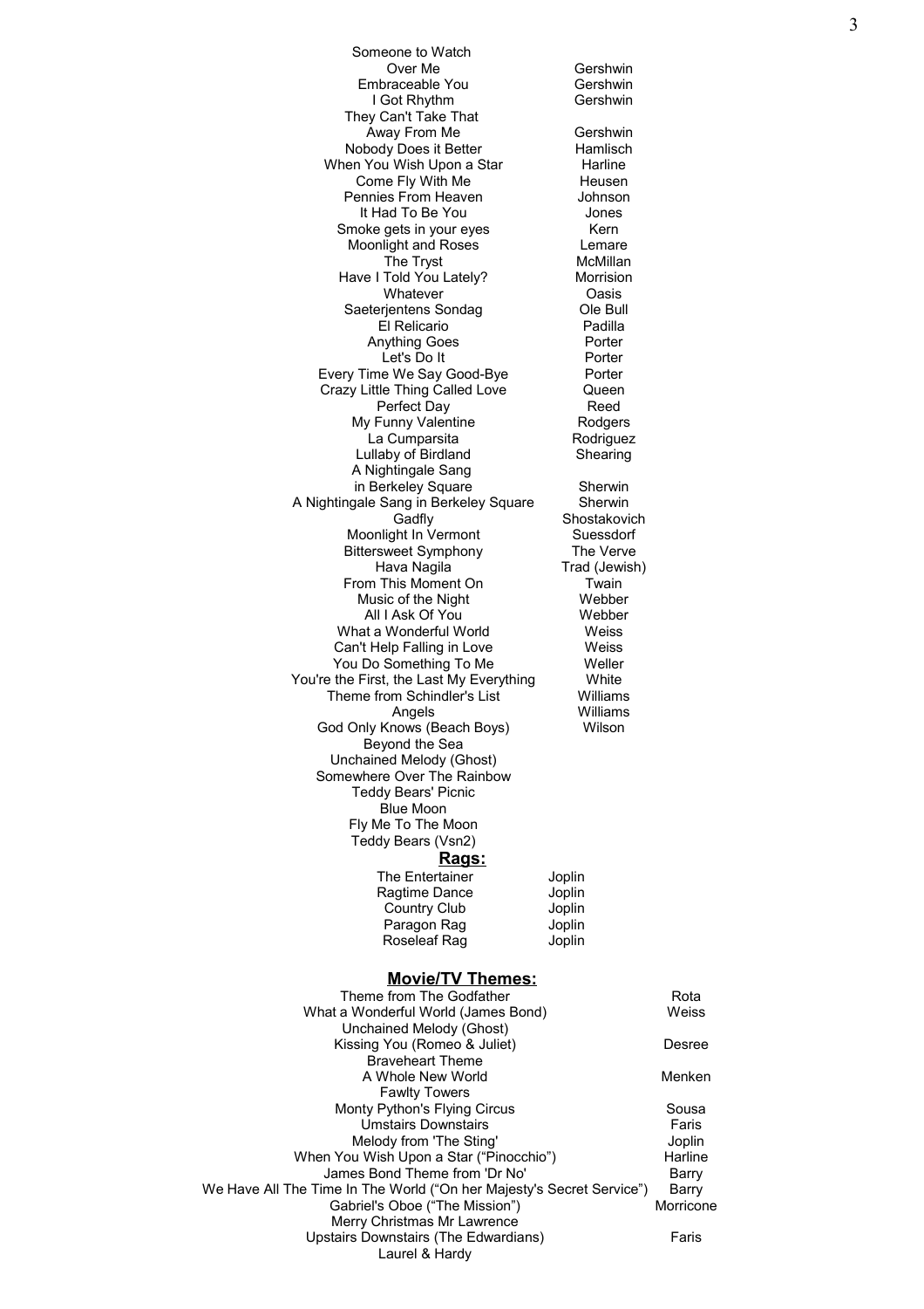| Title | Composer |
|---|---|
| Someone to Watch Over Me | Gershwin |
| Embraceable You | Gershwin |
| I Got Rhythm | Gershwin |
| They Can't Take That Away From Me | Gershwin |
| Nobody Does it Better | Hamlisch |
| When You Wish Upon a Star | Harline |
| Come Fly With Me | Heusen |
| Pennies From Heaven | Johnson |
| It Had To Be You | Jones |
| Smoke gets in your eyes | Kern |
| Moonlight and Roses | Lemare |
| The Tryst | McMillan |
| Have I Told You Lately? | Morrision |
| Whatever | Oasis |
| Saeterjentens Sondag | Ole Bull |
| El Relicario | Padilla |
| Anything Goes | Porter |
| Let's Do It | Porter |
| Every Time We Say Good-Bye | Porter |
| Crazy Little Thing Called Love | Queen |
| Perfect Day | Reed |
| My Funny Valentine | Rodgers |
| La Cumparsita | Rodriguez |
| Lullaby of Birdland | Shearing |
| A Nightingale Sang in Berkeley Square | Sherwin |
| A Nightingale Sang in Berkeley Square | Sherwin |
| Gadfly | Shostakovich |
| Moonlight In Vermont | Suessdorf |
| Bittersweet Symphony | The Verve |
| Hava Nagila | Trad (Jewish) |
| From This Moment On | Twain |
| Music of the Night | Webber |
| All I Ask Of You | Webber |
| What a Wonderful World | Weiss |
| Can't Help Falling in Love | Weiss |
| You Do Something To Me | Weller |
| You're the First, the Last My Everything | White |
| Theme from Schindler's List | Williams |
| Angels | Williams |
| God Only Knows (Beach Boys) | Wilson |
| Beyond the Sea | |
| Unchained Melody (Ghost) | |
| Somewhere Over The Rainbow | |
| Teddy Bears' Picnic | |
| Blue Moon | |
| Fly Me To The Moon | |
| Teddy Bears (Vsn2) | |

## **Rags:**

| Title | Composer |
|---|---|
| The Entertainer | Joplin |
| Ragtime Dance | Joplin |
| Country Club | Joplin |
| Paragon Rag | Joplin |
| Roseleaf Rag | Joplin |

## **Movie/TV Themes:**

| Title | Composer |
|---|---|
| Theme from The Godfather | Rota |
| What a Wonderful World (James Bond) | Weiss |
| Unchained Melody (Ghost) | |
| Kissing You (Romeo & Juliet) | Desree |
| Braveheart Theme | |
| A Whole New World | Menken |
| Fawlty Towers | |
| Monty Python's Flying Circus | Sousa |
| Umstairs Downstairs | Faris |
| Melody from 'The Sting' | Joplin |
| When You Wish Upon a Star ("Pinocchio") | Harline |
| James Bond Theme from 'Dr No' | Barry |
| We Have All The Time In The World ("On her Majesty's Secret Service") | Barry |
| Gabriel's Oboe ("The Mission") | Morricone |
| Merry Christmas Mr Lawrence | |
| Upstairs Downstairs (The Edwardians) | Faris |
| Laurel & Hardy | |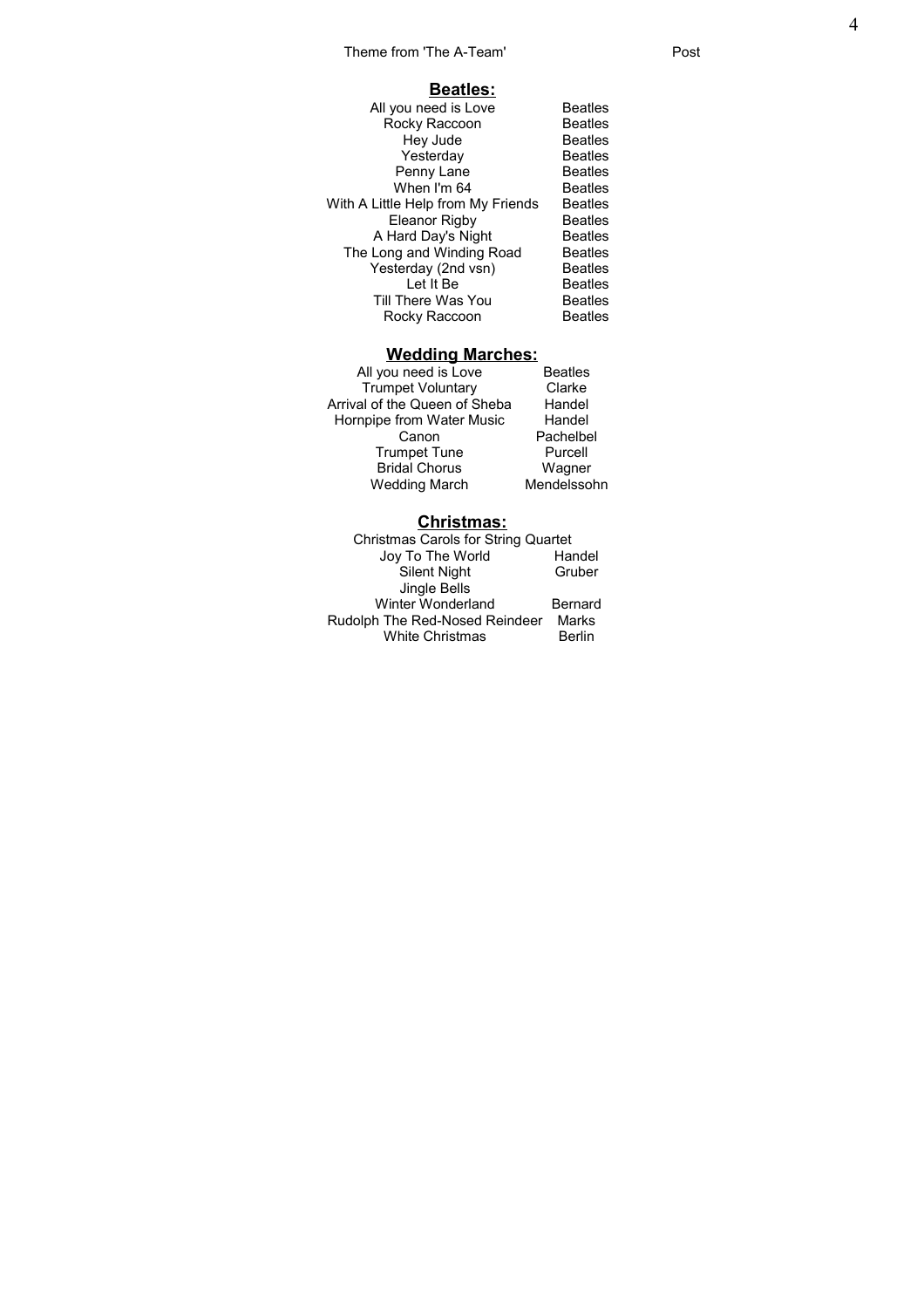| | |
|---|---|
| Theme from 'The A-Team' | Post |

## Beatles:

| | |
|---|---|
| All you need is Love | Beatles |
| Rocky Raccoon | Beatles |
| Hey Jude | Beatles |
| Yesterday | Beatles |
| Penny Lane | Beatles |
| When I'm 64 | Beatles |
| With A Little Help from My Friends | Beatles |
| Eleanor Rigby | Beatles |
| A Hard Day's Night | Beatles |
| The Long and Winding Road | Beatles |
| Yesterday (2nd vsn) | Beatles |
| Let It Be | Beatles |
| Till There Was You | Beatles |
| Rocky Raccoon | Beatles |

## Wedding Marches:

| | |
|---|---|
| All you need is Love | Beatles |
| Trumpet Voluntary | Clarke |
| Arrival of the Queen of Sheba | Handel |
| Hornpipe from Water Music | Handel |
| Canon | Pachelbel |
| Trumpet Tune | Purcell |
| Bridal Chorus | Wagner |
| Wedding March | Mendelssohn |

## Christmas:

Christmas Carols for String Quartet

| | |
|---|---|
| Joy To The World | Handel |
| Silent Night | Gruber |
| Jingle Bells | |
| Winter Wonderland | Bernard |
| Rudolph The Red-Nosed Reindeer | Marks |
| White Christmas | Berlin |